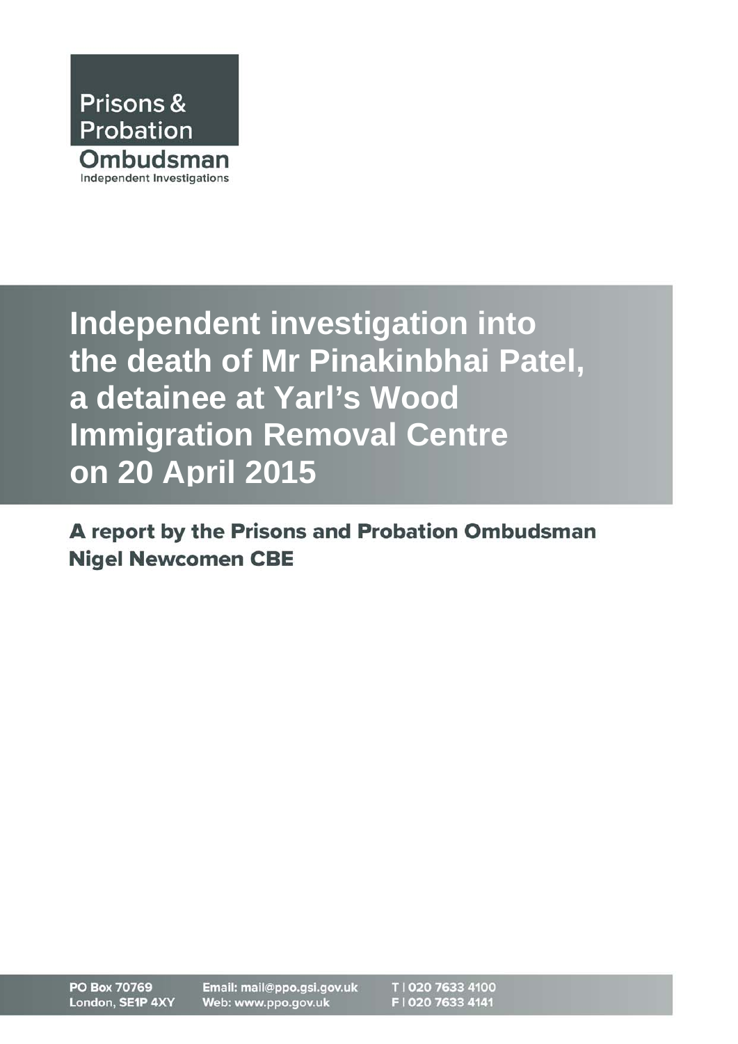Prisons & Probation Ombudsman
Independent Investigations

# Independent investigation into the death of Mr Pinakinbhai Patel, a detainee at Yarl's Wood Immigration Removal Centre on 20 April 2015

**A report by the Prisons and Probation Ombudsman Nigel Newcomen CBE**

PO Box 70769
London, SE1P 4XY

Email: mail@ppo.gsi.gov.uk
Web: www.ppo.gov.uk

T | 020 7633 4100
F | 020 7633 4141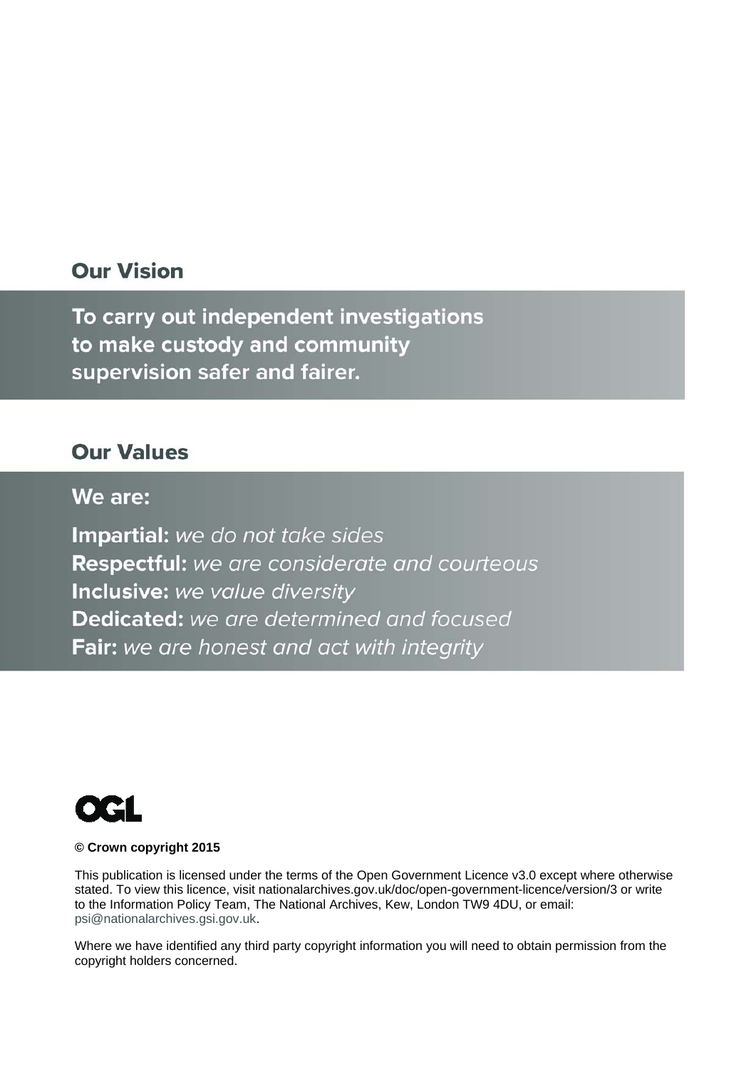## Our Vision

**To carry out independent investigations to make custody and community supervision safer and fairer.**

## Our Values

**We are:**

**Impartial:** *we do not take sides*
**Respectful:** *we are considerate and courteous*
**Inclusive:** *we value diversity*
**Dedicated:** *we are determined and focused*
**Fair:** *we are honest and act with integrity*

OGL

**© Crown copyright 2015**

This publication is licensed under the terms of the Open Government Licence v3.0 except where otherwise stated. To view this licence, visit nationalarchives.gov.uk/doc/open-government-licence/version/3 or write to the Information Policy Team, The National Archives, Kew, London TW9 4DU, or email: psi@nationalarchives.gsi.gov.uk.

Where we have identified any third party copyright information you will need to obtain permission from the copyright holders concerned.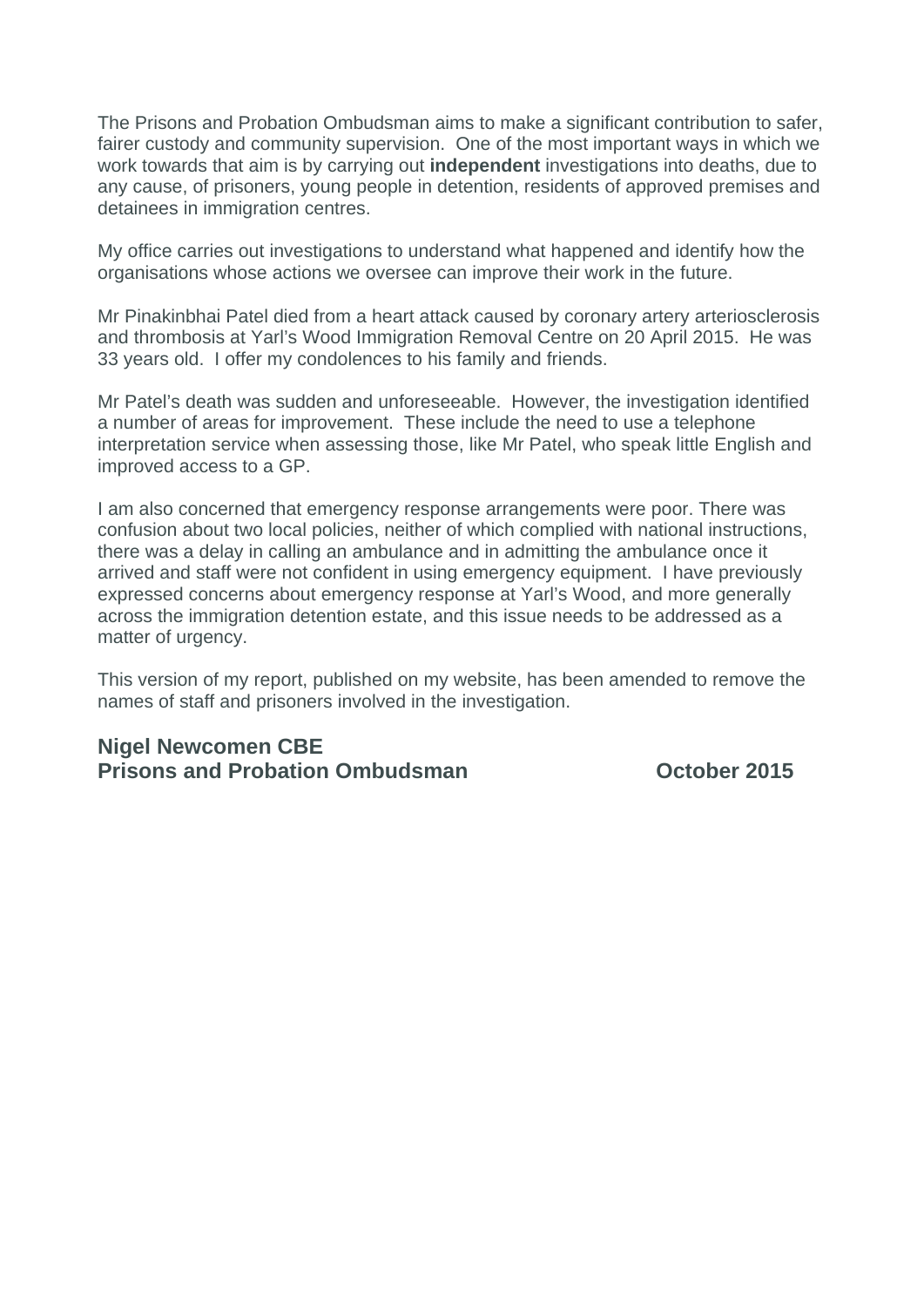The Prisons and Probation Ombudsman aims to make a significant contribution to safer, fairer custody and community supervision. One of the most important ways in which we work towards that aim is by carrying out **independent** investigations into deaths, due to any cause, of prisoners, young people in detention, residents of approved premises and detainees in immigration centres.

My office carries out investigations to understand what happened and identify how the organisations whose actions we oversee can improve their work in the future.

Mr Pinakinbhai Patel died from a heart attack caused by coronary artery arteriosclerosis and thrombosis at Yarl's Wood Immigration Removal Centre on 20 April 2015. He was 33 years old. I offer my condolences to his family and friends.

Mr Patel's death was sudden and unforeseeable. However, the investigation identified a number of areas for improvement. These include the need to use a telephone interpretation service when assessing those, like Mr Patel, who speak little English and improved access to a GP.

I am also concerned that emergency response arrangements were poor. There was confusion about two local policies, neither of which complied with national instructions, there was a delay in calling an ambulance and in admitting the ambulance once it arrived and staff were not confident in using emergency equipment. I have previously expressed concerns about emergency response at Yarl's Wood, and more generally across the immigration detention estate, and this issue needs to be addressed as a matter of urgency.

This version of my report, published on my website, has been amended to remove the names of staff and prisoners involved in the investigation.

**Nigel Newcomen CBE**
**Prisons and Probation Ombudsman** **October 2015**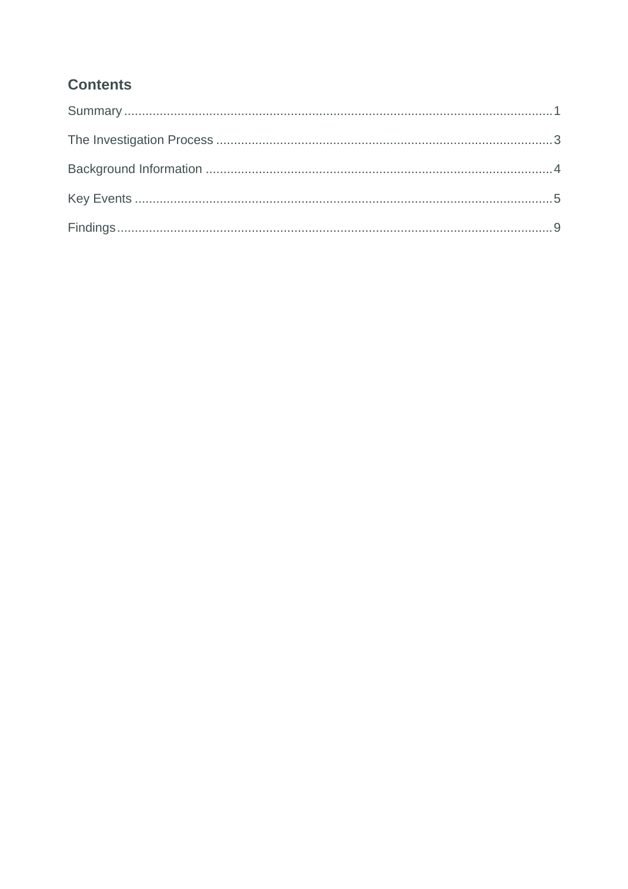## Contents

Summary .......................................................................................................................... 1

The Investigation Process ................................................................................................ 3

Background Information ................................................................................................... 4

Key Events ....................................................................................................................... 5

Findings ............................................................................................................................ 9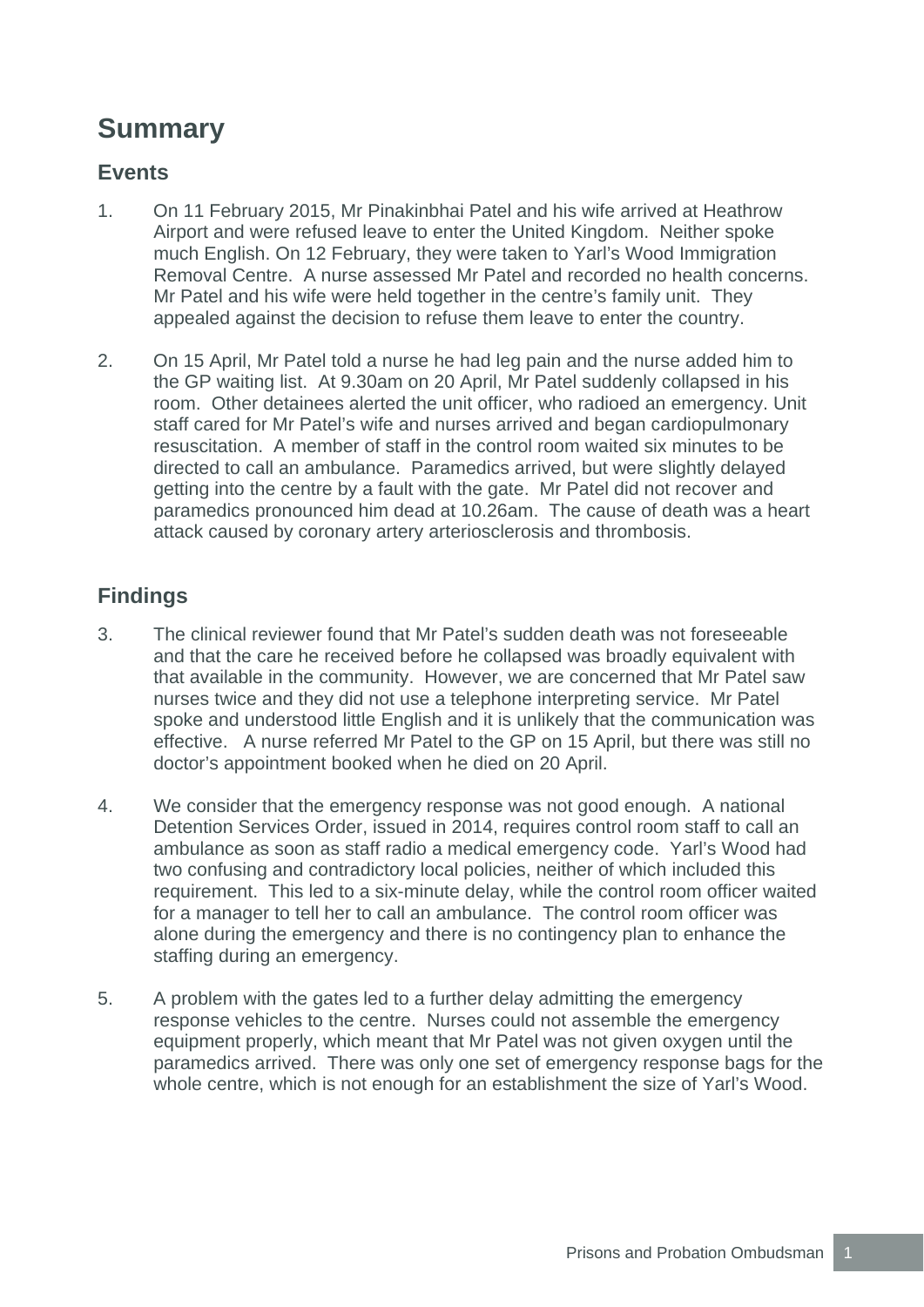# Summary

## Events

1. On 11 February 2015, Mr Pinakinbhai Patel and his wife arrived at Heathrow Airport and were refused leave to enter the United Kingdom. Neither spoke much English. On 12 February, they were taken to Yarl's Wood Immigration Removal Centre. A nurse assessed Mr Patel and recorded no health concerns. Mr Patel and his wife were held together in the centre's family unit. They appealed against the decision to refuse them leave to enter the country.

2. On 15 April, Mr Patel told a nurse he had leg pain and the nurse added him to the GP waiting list. At 9.30am on 20 April, Mr Patel suddenly collapsed in his room. Other detainees alerted the unit officer, who radioed an emergency. Unit staff cared for Mr Patel's wife and nurses arrived and began cardiopulmonary resuscitation. A member of staff in the control room waited six minutes to be directed to call an ambulance. Paramedics arrived, but were slightly delayed getting into the centre by a fault with the gate. Mr Patel did not recover and paramedics pronounced him dead at 10.26am. The cause of death was a heart attack caused by coronary artery arteriosclerosis and thrombosis.

## Findings

3. The clinical reviewer found that Mr Patel's sudden death was not foreseeable and that the care he received before he collapsed was broadly equivalent with that available in the community. However, we are concerned that Mr Patel saw nurses twice and they did not use a telephone interpreting service. Mr Patel spoke and understood little English and it is unlikely that the communication was effective. A nurse referred Mr Patel to the GP on 15 April, but there was still no doctor's appointment booked when he died on 20 April.

4. We consider that the emergency response was not good enough. A national Detention Services Order, issued in 2014, requires control room staff to call an ambulance as soon as staff radio a medical emergency code. Yarl's Wood had two confusing and contradictory local policies, neither of which included this requirement. This led to a six-minute delay, while the control room officer waited for a manager to tell her to call an ambulance. The control room officer was alone during the emergency and there is no contingency plan to enhance the staffing during an emergency.

5. A problem with the gates led to a further delay admitting the emergency response vehicles to the centre. Nurses could not assemble the emergency equipment properly, which meant that Mr Patel was not given oxygen until the paramedics arrived. There was only one set of emergency response bags for the whole centre, which is not enough for an establishment the size of Yarl's Wood.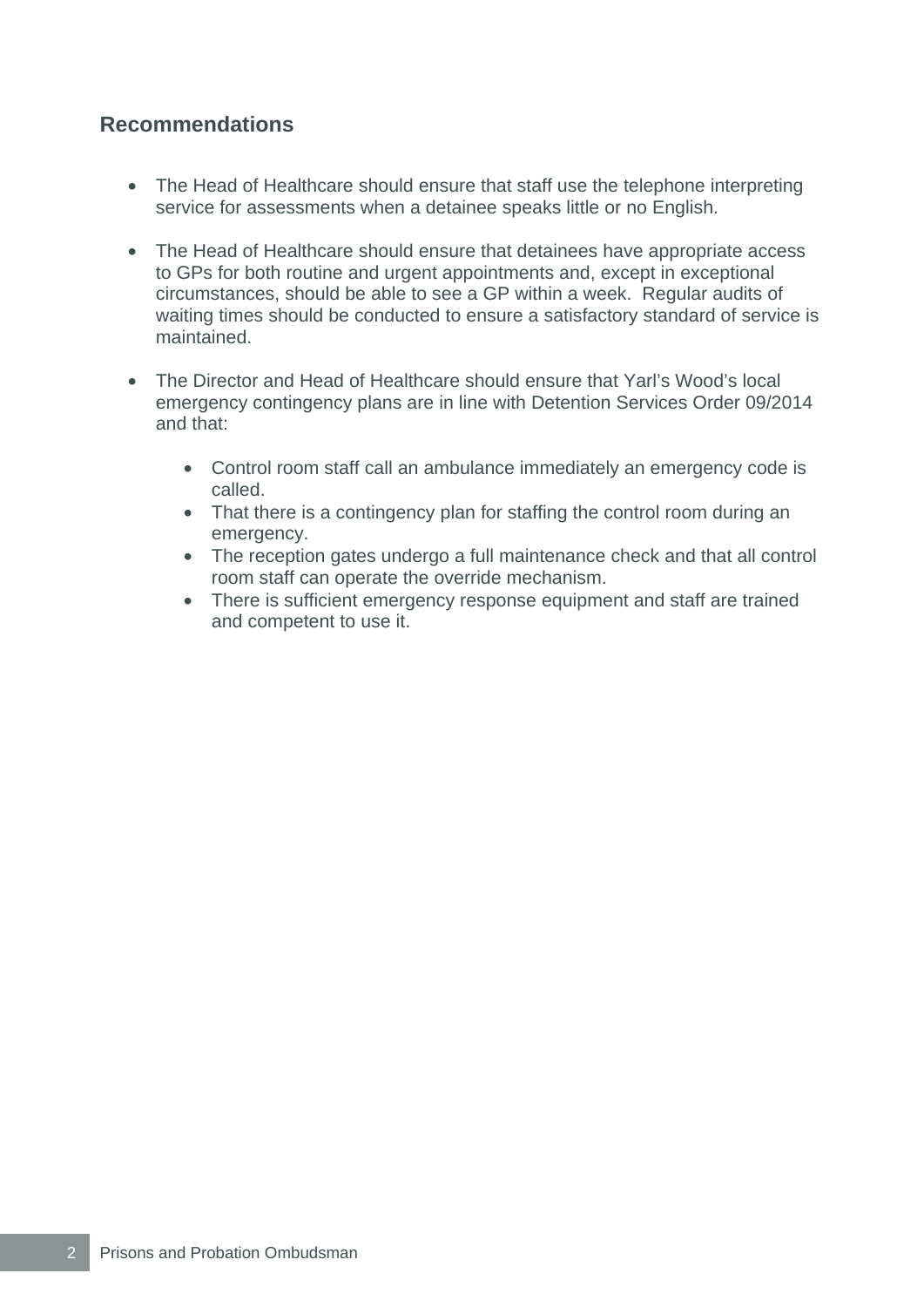## Recommendations

- The Head of Healthcare should ensure that staff use the telephone interpreting service for assessments when a detainee speaks little or no English.
- The Head of Healthcare should ensure that detainees have appropriate access to GPs for both routine and urgent appointments and, except in exceptional circumstances, should be able to see a GP within a week. Regular audits of waiting times should be conducted to ensure a satisfactory standard of service is maintained.
- The Director and Head of Healthcare should ensure that Yarl's Wood's local emergency contingency plans are in line with Detention Services Order 09/2014 and that:
  - Control room staff call an ambulance immediately an emergency code is called.
  - That there is a contingency plan for staffing the control room during an emergency.
  - The reception gates undergo a full maintenance check and that all control room staff can operate the override mechanism.
  - There is sufficient emergency response equipment and staff are trained and competent to use it.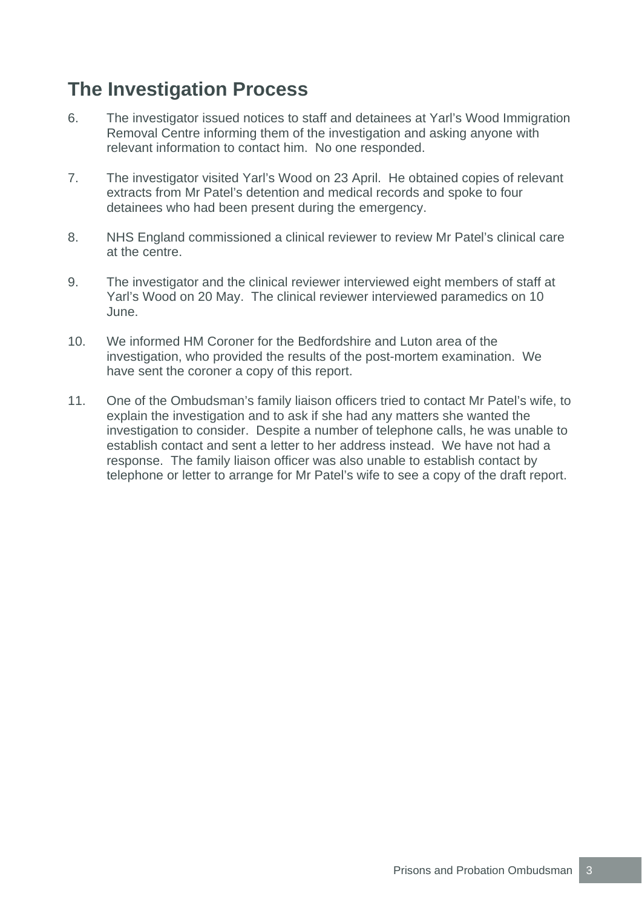## The Investigation Process

6. The investigator issued notices to staff and detainees at Yarl's Wood Immigration Removal Centre informing them of the investigation and asking anyone with relevant information to contact him. No one responded.

7. The investigator visited Yarl's Wood on 23 April. He obtained copies of relevant extracts from Mr Patel's detention and medical records and spoke to four detainees who had been present during the emergency.

8. NHS England commissioned a clinical reviewer to review Mr Patel's clinical care at the centre.

9. The investigator and the clinical reviewer interviewed eight members of staff at Yarl's Wood on 20 May. The clinical reviewer interviewed paramedics on 10 June.

10. We informed HM Coroner for the Bedfordshire and Luton area of the investigation, who provided the results of the post-mortem examination. We have sent the coroner a copy of this report.

11. One of the Ombudsman's family liaison officers tried to contact Mr Patel's wife, to explain the investigation and to ask if she had any matters she wanted the investigation to consider. Despite a number of telephone calls, he was unable to establish contact and sent a letter to her address instead. We have not had a response. The family liaison officer was also unable to establish contact by telephone or letter to arrange for Mr Patel's wife to see a copy of the draft report.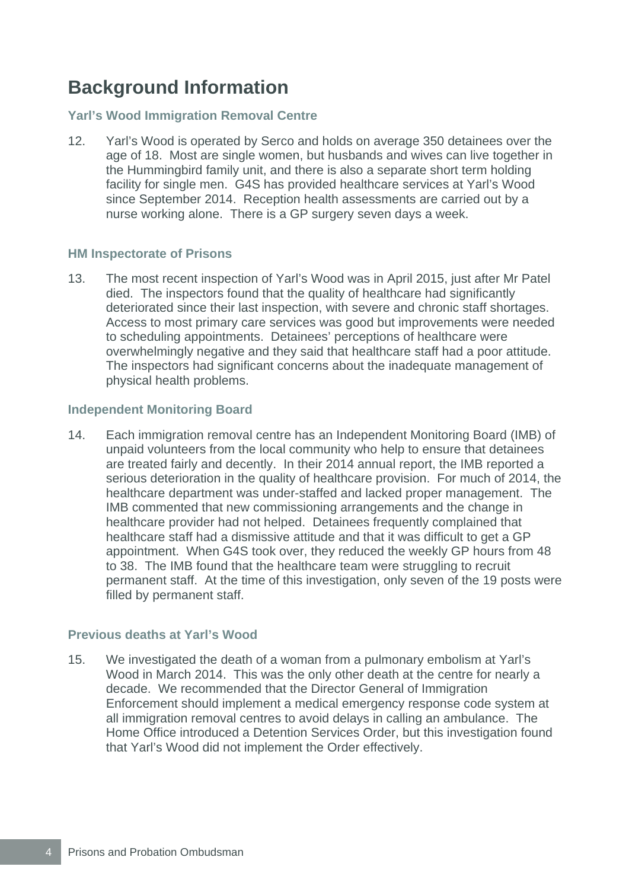# Background Information

### Yarl's Wood Immigration Removal Centre

12. Yarl's Wood is operated by Serco and holds on average 350 detainees over the age of 18. Most are single women, but husbands and wives can live together in the Hummingbird family unit, and there is also a separate short term holding facility for single men. G4S has provided healthcare services at Yarl's Wood since September 2014. Reception health assessments are carried out by a nurse working alone. There is a GP surgery seven days a week.

### HM Inspectorate of Prisons

13. The most recent inspection of Yarl's Wood was in April 2015, just after Mr Patel died. The inspectors found that the quality of healthcare had significantly deteriorated since their last inspection, with severe and chronic staff shortages. Access to most primary care services was good but improvements were needed to scheduling appointments. Detainees' perceptions of healthcare were overwhelmingly negative and they said that healthcare staff had a poor attitude. The inspectors had significant concerns about the inadequate management of physical health problems.

### Independent Monitoring Board

14. Each immigration removal centre has an Independent Monitoring Board (IMB) of unpaid volunteers from the local community who help to ensure that detainees are treated fairly and decently. In their 2014 annual report, the IMB reported a serious deterioration in the quality of healthcare provision. For much of 2014, the healthcare department was under-staffed and lacked proper management. The IMB commented that new commissioning arrangements and the change in healthcare provider had not helped. Detainees frequently complained that healthcare staff had a dismissive attitude and that it was difficult to get a GP appointment. When G4S took over, they reduced the weekly GP hours from 48 to 38. The IMB found that the healthcare team were struggling to recruit permanent staff. At the time of this investigation, only seven of the 19 posts were filled by permanent staff.

### Previous deaths at Yarl's Wood

15. We investigated the death of a woman from a pulmonary embolism at Yarl's Wood in March 2014. This was the only other death at the centre for nearly a decade. We recommended that the Director General of Immigration Enforcement should implement a medical emergency response code system at all immigration removal centres to avoid delays in calling an ambulance. The Home Office introduced a Detention Services Order, but this investigation found that Yarl's Wood did not implement the Order effectively.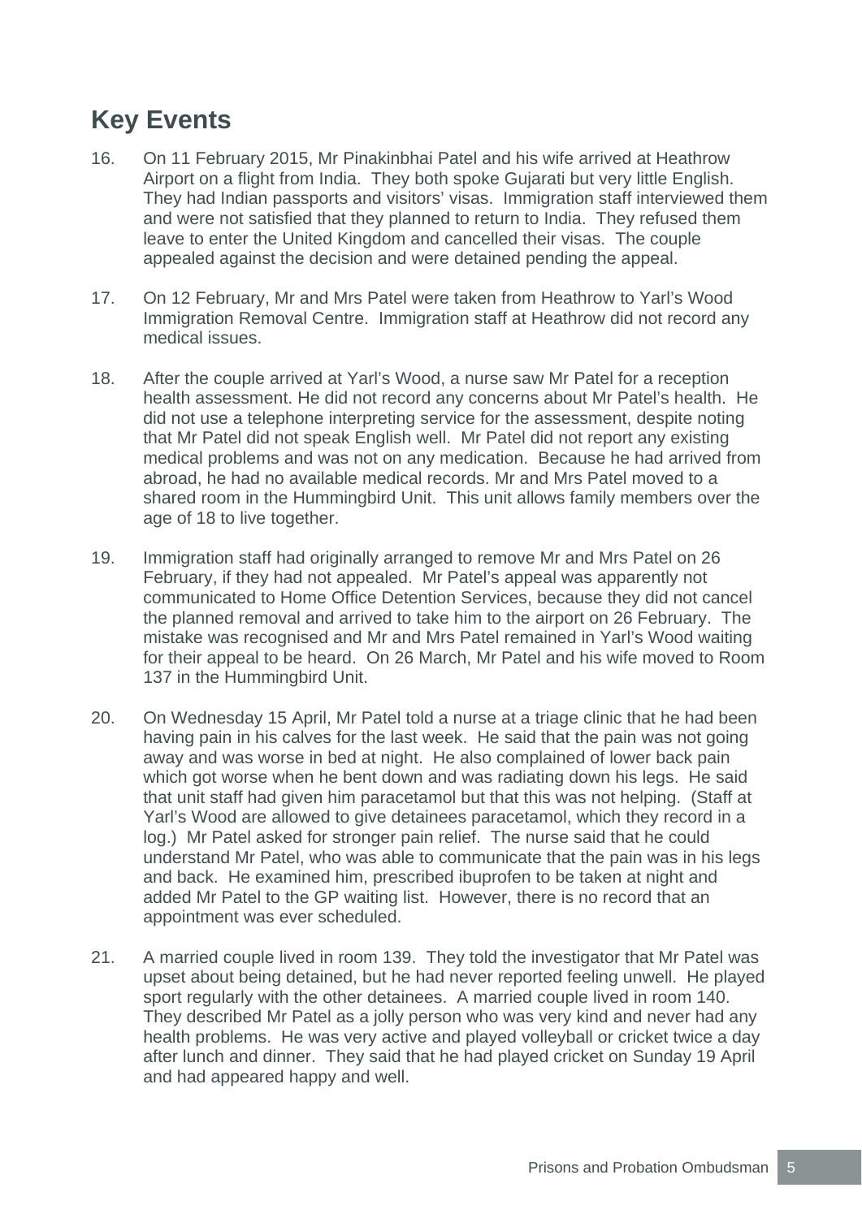## Key Events

16. On 11 February 2015, Mr Pinakinbhai Patel and his wife arrived at Heathrow Airport on a flight from India. They both spoke Gujarati but very little English. They had Indian passports and visitors' visas. Immigration staff interviewed them and were not satisfied that they planned to return to India. They refused them leave to enter the United Kingdom and cancelled their visas. The couple appealed against the decision and were detained pending the appeal.

17. On 12 February, Mr and Mrs Patel were taken from Heathrow to Yarl's Wood Immigration Removal Centre. Immigration staff at Heathrow did not record any medical issues.

18. After the couple arrived at Yarl's Wood, a nurse saw Mr Patel for a reception health assessment. He did not record any concerns about Mr Patel's health. He did not use a telephone interpreting service for the assessment, despite noting that Mr Patel did not speak English well. Mr Patel did not report any existing medical problems and was not on any medication. Because he had arrived from abroad, he had no available medical records. Mr and Mrs Patel moved to a shared room in the Hummingbird Unit. This unit allows family members over the age of 18 to live together.

19. Immigration staff had originally arranged to remove Mr and Mrs Patel on 26 February, if they had not appealed. Mr Patel's appeal was apparently not communicated to Home Office Detention Services, because they did not cancel the planned removal and arrived to take him to the airport on 26 February. The mistake was recognised and Mr and Mrs Patel remained in Yarl's Wood waiting for their appeal to be heard. On 26 March, Mr Patel and his wife moved to Room 137 in the Hummingbird Unit.

20. On Wednesday 15 April, Mr Patel told a nurse at a triage clinic that he had been having pain in his calves for the last week. He said that the pain was not going away and was worse in bed at night. He also complained of lower back pain which got worse when he bent down and was radiating down his legs. He said that unit staff had given him paracetamol but that this was not helping. (Staff at Yarl's Wood are allowed to give detainees paracetamol, which they record in a log.) Mr Patel asked for stronger pain relief. The nurse said that he could understand Mr Patel, who was able to communicate that the pain was in his legs and back. He examined him, prescribed ibuprofen to be taken at night and added Mr Patel to the GP waiting list. However, there is no record that an appointment was ever scheduled.

21. A married couple lived in room 139. They told the investigator that Mr Patel was upset about being detained, but he had never reported feeling unwell. He played sport regularly with the other detainees. A married couple lived in room 140. They described Mr Patel as a jolly person who was very kind and never had any health problems. He was very active and played volleyball or cricket twice a day after lunch and dinner. They said that he had played cricket on Sunday 19 April and had appeared happy and well.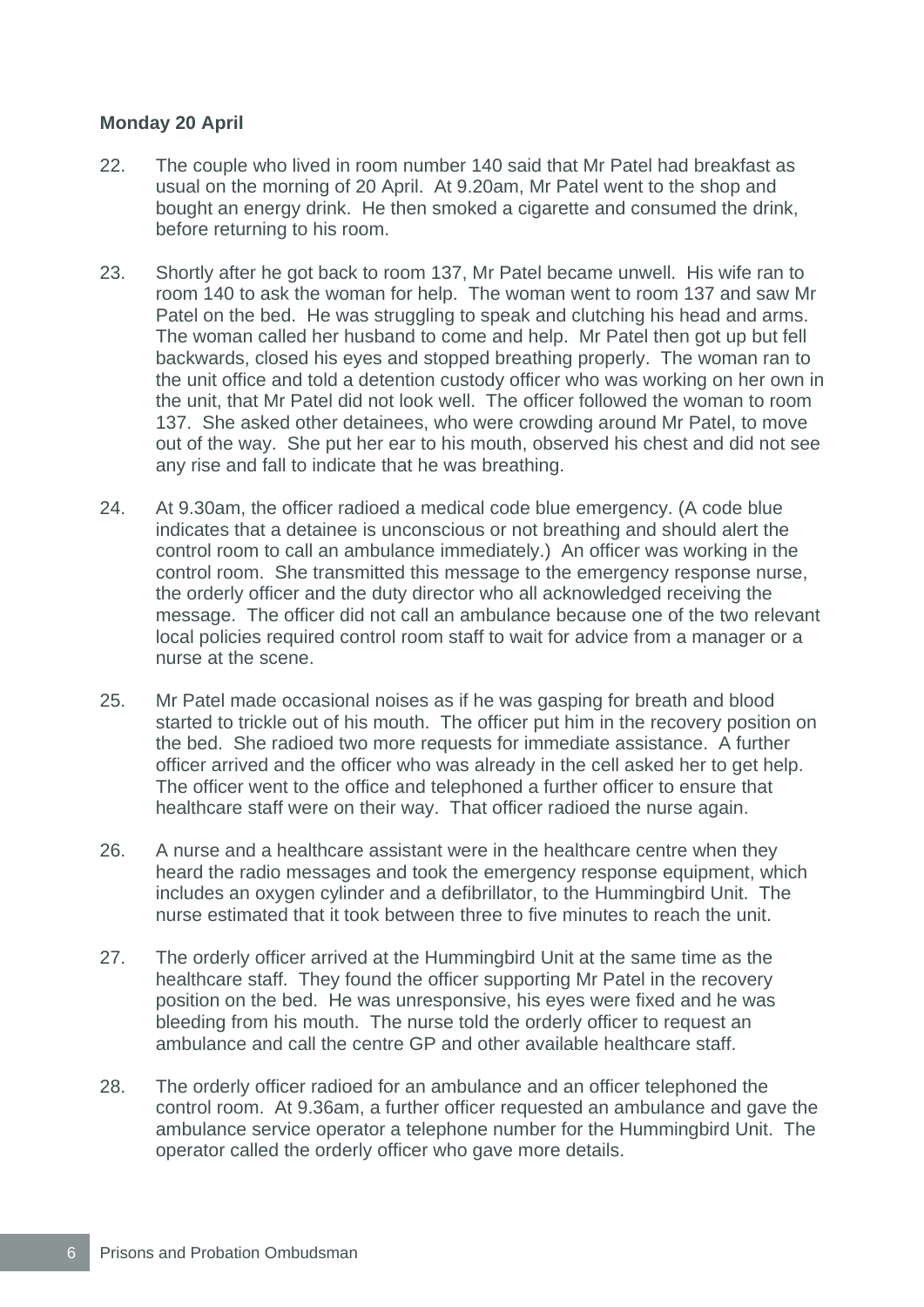**Monday 20 April**

22. The couple who lived in room number 140 said that Mr Patel had breakfast as usual on the morning of 20 April. At 9.20am, Mr Patel went to the shop and bought an energy drink. He then smoked a cigarette and consumed the drink, before returning to his room.

23. Shortly after he got back to room 137, Mr Patel became unwell. His wife ran to room 140 to ask the woman for help. The woman went to room 137 and saw Mr Patel on the bed. He was struggling to speak and clutching his head and arms. The woman called her husband to come and help. Mr Patel then got up but fell backwards, closed his eyes and stopped breathing properly. The woman ran to the unit office and told a detention custody officer who was working on her own in the unit, that Mr Patel did not look well. The officer followed the woman to room 137. She asked other detainees, who were crowding around Mr Patel, to move out of the way. She put her ear to his mouth, observed his chest and did not see any rise and fall to indicate that he was breathing.

24. At 9.30am, the officer radioed a medical code blue emergency. (A code blue indicates that a detainee is unconscious or not breathing and should alert the control room to call an ambulance immediately.) An officer was working in the control room. She transmitted this message to the emergency response nurse, the orderly officer and the duty director who all acknowledged receiving the message. The officer did not call an ambulance because one of the two relevant local policies required control room staff to wait for advice from a manager or a nurse at the scene.

25. Mr Patel made occasional noises as if he was gasping for breath and blood started to trickle out of his mouth. The officer put him in the recovery position on the bed. She radioed two more requests for immediate assistance. A further officer arrived and the officer who was already in the cell asked her to get help. The officer went to the office and telephoned a further officer to ensure that healthcare staff were on their way. That officer radioed the nurse again.

26. A nurse and a healthcare assistant were in the healthcare centre when they heard the radio messages and took the emergency response equipment, which includes an oxygen cylinder and a defibrillator, to the Hummingbird Unit. The nurse estimated that it took between three to five minutes to reach the unit.

27. The orderly officer arrived at the Hummingbird Unit at the same time as the healthcare staff. They found the officer supporting Mr Patel in the recovery position on the bed. He was unresponsive, his eyes were fixed and he was bleeding from his mouth. The nurse told the orderly officer to request an ambulance and call the centre GP and other available healthcare staff.

28. The orderly officer radioed for an ambulance and an officer telephoned the control room. At 9.36am, a further officer requested an ambulance and gave the ambulance service operator a telephone number for the Hummingbird Unit. The operator called the orderly officer who gave more details.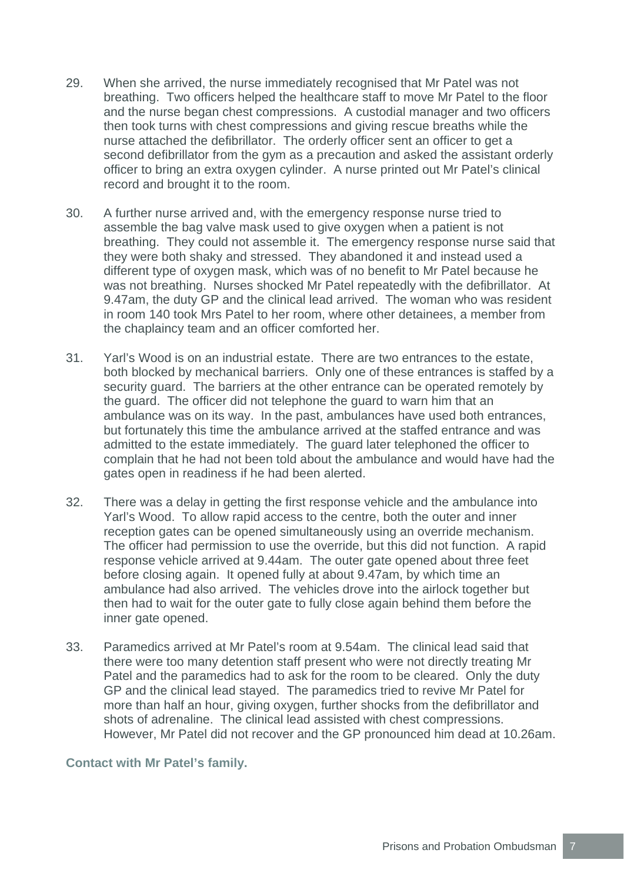29. When she arrived, the nurse immediately recognised that Mr Patel was not breathing. Two officers helped the healthcare staff to move Mr Patel to the floor and the nurse began chest compressions. A custodial manager and two officers then took turns with chest compressions and giving rescue breaths while the nurse attached the defibrillator. The orderly officer sent an officer to get a second defibrillator from the gym as a precaution and asked the assistant orderly officer to bring an extra oxygen cylinder. A nurse printed out Mr Patel's clinical record and brought it to the room.

30. A further nurse arrived and, with the emergency response nurse tried to assemble the bag valve mask used to give oxygen when a patient is not breathing. They could not assemble it. The emergency response nurse said that they were both shaky and stressed. They abandoned it and instead used a different type of oxygen mask, which was of no benefit to Mr Patel because he was not breathing. Nurses shocked Mr Patel repeatedly with the defibrillator. At 9.47am, the duty GP and the clinical lead arrived. The woman who was resident in room 140 took Mrs Patel to her room, where other detainees, a member from the chaplaincy team and an officer comforted her.

31. Yarl's Wood is on an industrial estate. There are two entrances to the estate, both blocked by mechanical barriers. Only one of these entrances is staffed by a security guard. The barriers at the other entrance can be operated remotely by the guard. The officer did not telephone the guard to warn him that an ambulance was on its way. In the past, ambulances have used both entrances, but fortunately this time the ambulance arrived at the staffed entrance and was admitted to the estate immediately. The guard later telephoned the officer to complain that he had not been told about the ambulance and would have had the gates open in readiness if he had been alerted.

32. There was a delay in getting the first response vehicle and the ambulance into Yarl's Wood. To allow rapid access to the centre, both the outer and inner reception gates can be opened simultaneously using an override mechanism. The officer had permission to use the override, but this did not function. A rapid response vehicle arrived at 9.44am. The outer gate opened about three feet before closing again. It opened fully at about 9.47am, by which time an ambulance had also arrived. The vehicles drove into the airlock together but then had to wait for the outer gate to fully close again behind them before the inner gate opened.

33. Paramedics arrived at Mr Patel's room at 9.54am. The clinical lead said that there were too many detention staff present who were not directly treating Mr Patel and the paramedics had to ask for the room to be cleared. Only the duty GP and the clinical lead stayed. The paramedics tried to revive Mr Patel for more than half an hour, giving oxygen, further shocks from the defibrillator and shots of adrenaline. The clinical lead assisted with chest compressions. However, Mr Patel did not recover and the GP pronounced him dead at 10.26am.

### Contact with Mr Patel's family.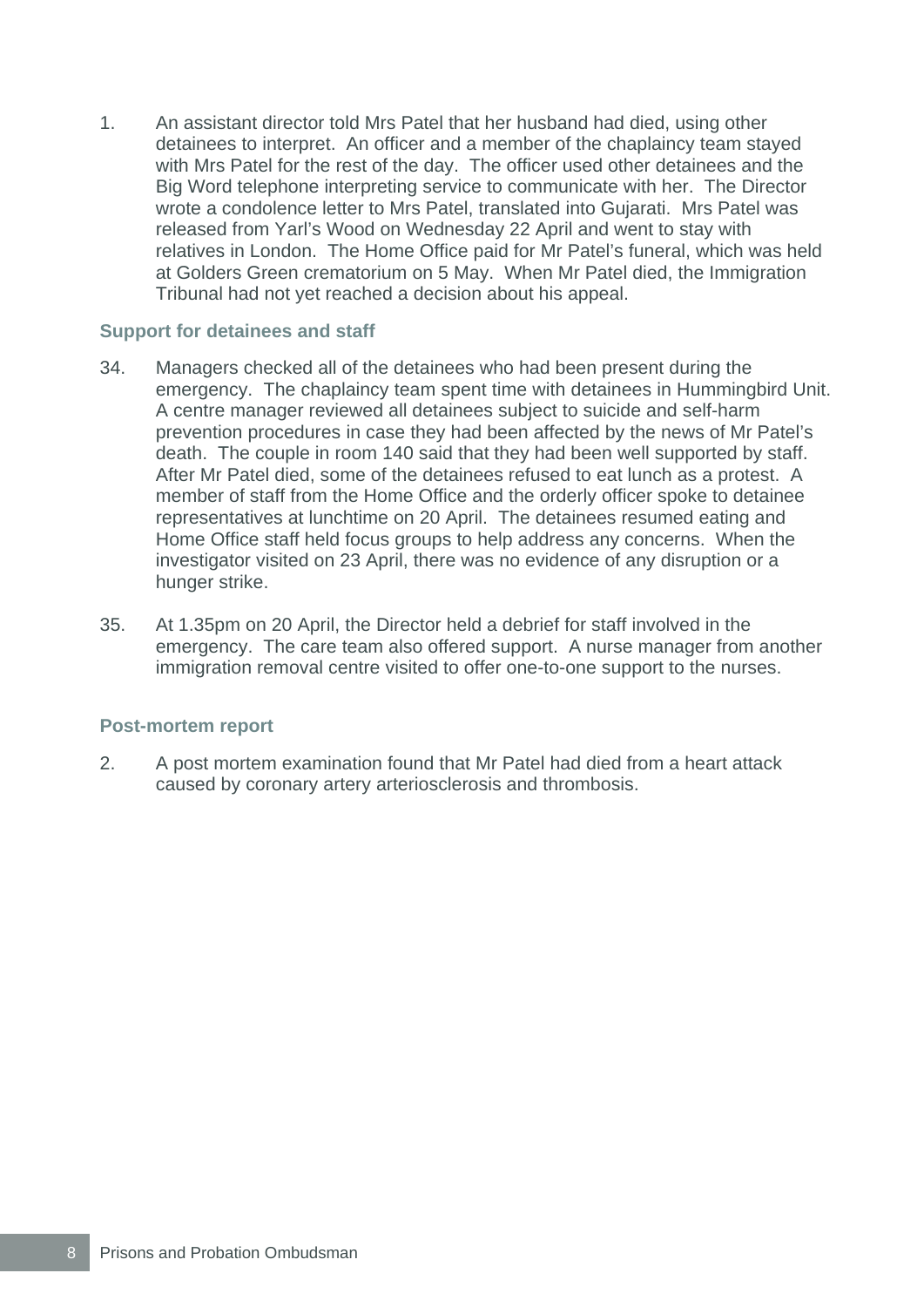1. An assistant director told Mrs Patel that her husband had died, using other detainees to interpret. An officer and a member of the chaplaincy team stayed with Mrs Patel for the rest of the day. The officer used other detainees and the Big Word telephone interpreting service to communicate with her. The Director wrote a condolence letter to Mrs Patel, translated into Gujarati. Mrs Patel was released from Yarl's Wood on Wednesday 22 April and went to stay with relatives in London. The Home Office paid for Mr Patel's funeral, which was held at Golders Green crematorium on 5 May. When Mr Patel died, the Immigration Tribunal had not yet reached a decision about his appeal.

### Support for detainees and staff

34. Managers checked all of the detainees who had been present during the emergency. The chaplaincy team spent time with detainees in Hummingbird Unit. A centre manager reviewed all detainees subject to suicide and self-harm prevention procedures in case they had been affected by the news of Mr Patel's death. The couple in room 140 said that they had been well supported by staff. After Mr Patel died, some of the detainees refused to eat lunch as a protest. A member of staff from the Home Office and the orderly officer spoke to detainee representatives at lunchtime on 20 April. The detainees resumed eating and Home Office staff held focus groups to help address any concerns. When the investigator visited on 23 April, there was no evidence of any disruption or a hunger strike.

35. At 1.35pm on 20 April, the Director held a debrief for staff involved in the emergency. The care team also offered support. A nurse manager from another immigration removal centre visited to offer one-to-one support to the nurses.

### Post-mortem report

2. A post mortem examination found that Mr Patel had died from a heart attack caused by coronary artery arteriosclerosis and thrombosis.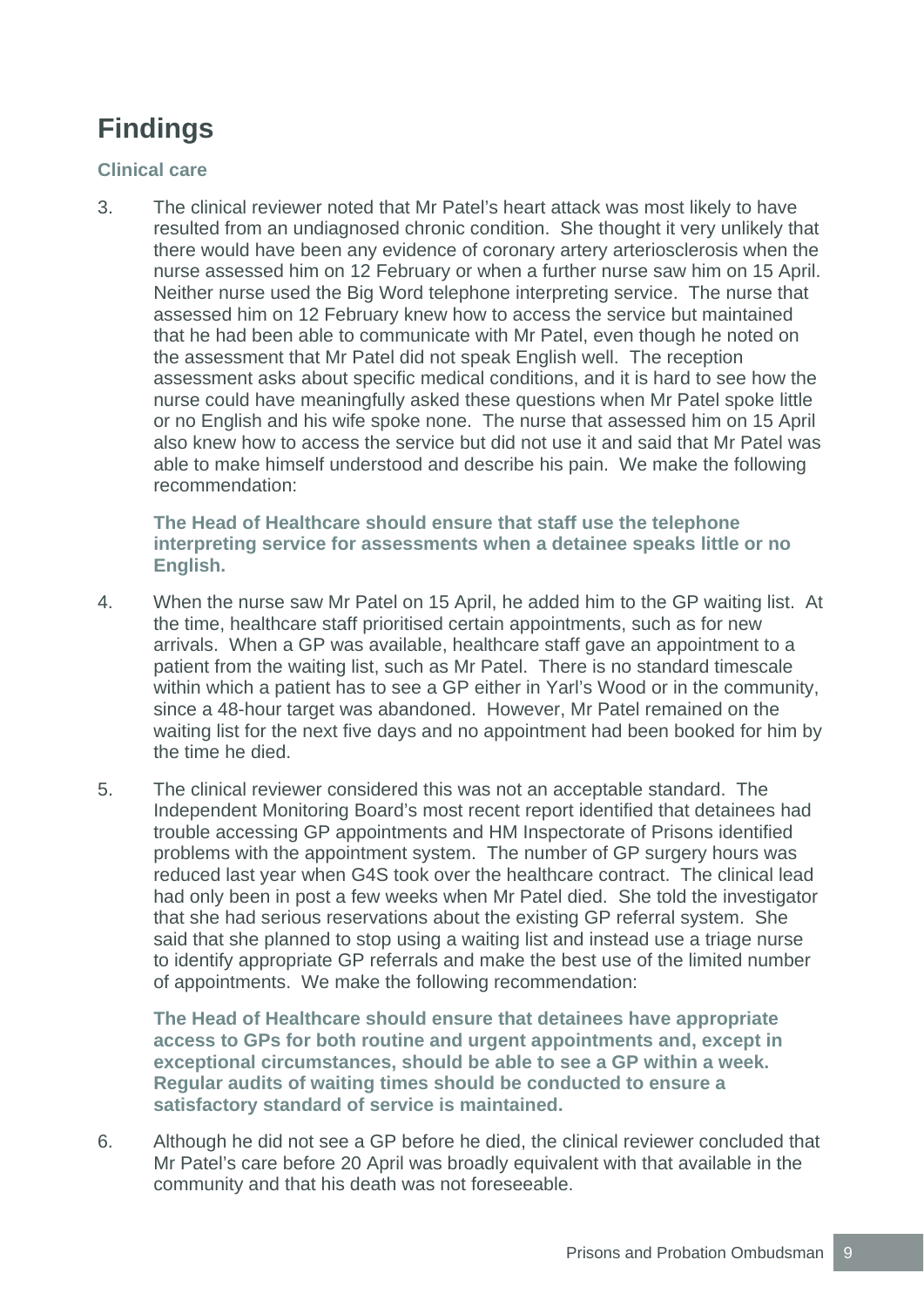# Findings

### Clinical care

3. The clinical reviewer noted that Mr Patel's heart attack was most likely to have resulted from an undiagnosed chronic condition. She thought it very unlikely that there would have been any evidence of coronary artery arteriosclerosis when the nurse assessed him on 12 February or when a further nurse saw him on 15 April. Neither nurse used the Big Word telephone interpreting service. The nurse that assessed him on 12 February knew how to access the service but maintained that he had been able to communicate with Mr Patel, even though he noted on the assessment that Mr Patel did not speak English well. The reception assessment asks about specific medical conditions, and it is hard to see how the nurse could have meaningfully asked these questions when Mr Patel spoke little or no English and his wife spoke none. The nurse that assessed him on 15 April also knew how to access the service but did not use it and said that Mr Patel was able to make himself understood and describe his pain. We make the following recommendation:

   **The Head of Healthcare should ensure that staff use the telephone interpreting service for assessments when a detainee speaks little or no English.**

4. When the nurse saw Mr Patel on 15 April, he added him to the GP waiting list. At the time, healthcare staff prioritised certain appointments, such as for new arrivals. When a GP was available, healthcare staff gave an appointment to a patient from the waiting list, such as Mr Patel. There is no standard timescale within which a patient has to see a GP either in Yarl's Wood or in the community, since a 48-hour target was abandoned. However, Mr Patel remained on the waiting list for the next five days and no appointment had been booked for him by the time he died.

5. The clinical reviewer considered this was not an acceptable standard. The Independent Monitoring Board's most recent report identified that detainees had trouble accessing GP appointments and HM Inspectorate of Prisons identified problems with the appointment system. The number of GP surgery hours was reduced last year when G4S took over the healthcare contract. The clinical lead had only been in post a few weeks when Mr Patel died. She told the investigator that she had serious reservations about the existing GP referral system. She said that she planned to stop using a waiting list and instead use a triage nurse to identify appropriate GP referrals and make the best use of the limited number of appointments. We make the following recommendation:

   **The Head of Healthcare should ensure that detainees have appropriate access to GPs for both routine and urgent appointments and, except in exceptional circumstances, should be able to see a GP within a week. Regular audits of waiting times should be conducted to ensure a satisfactory standard of service is maintained.**

6. Although he did not see a GP before he died, the clinical reviewer concluded that Mr Patel's care before 20 April was broadly equivalent with that available in the community and that his death was not foreseeable.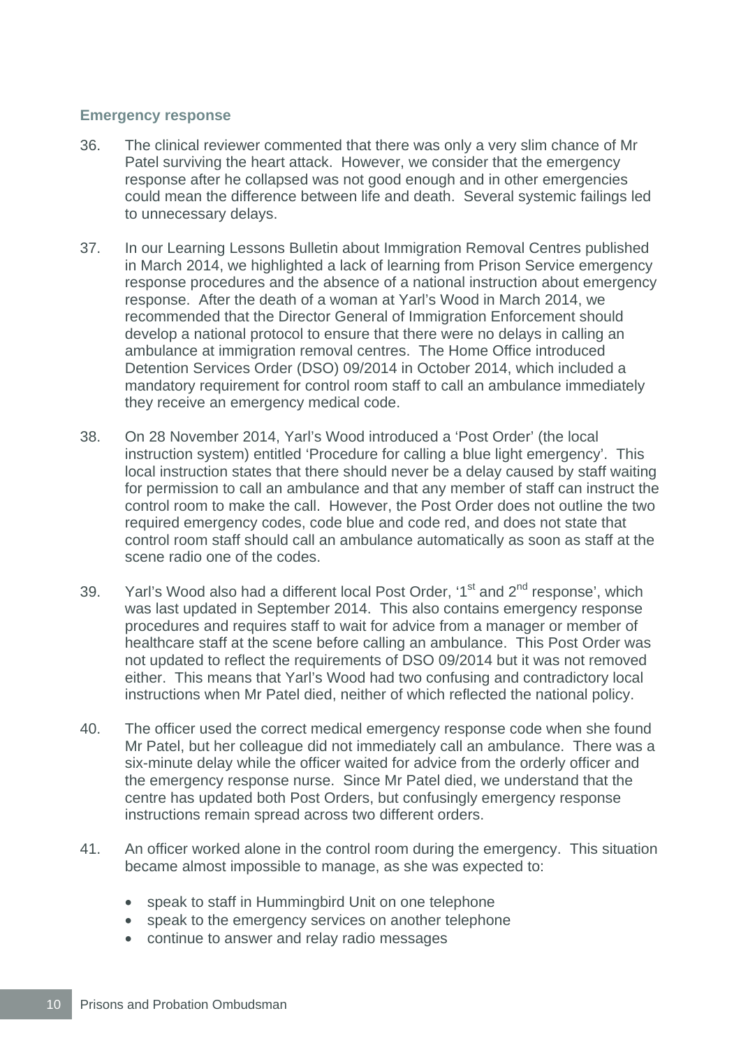### Emergency response

36. The clinical reviewer commented that there was only a very slim chance of Mr Patel surviving the heart attack. However, we consider that the emergency response after he collapsed was not good enough and in other emergencies could mean the difference between life and death. Several systemic failings led to unnecessary delays.

37. In our Learning Lessons Bulletin about Immigration Removal Centres published in March 2014, we highlighted a lack of learning from Prison Service emergency response procedures and the absence of a national instruction about emergency response. After the death of a woman at Yarl's Wood in March 2014, we recommended that the Director General of Immigration Enforcement should develop a national protocol to ensure that there were no delays in calling an ambulance at immigration removal centres. The Home Office introduced Detention Services Order (DSO) 09/2014 in October 2014, which included a mandatory requirement for control room staff to call an ambulance immediately they receive an emergency medical code.

38. On 28 November 2014, Yarl's Wood introduced a 'Post Order' (the local instruction system) entitled 'Procedure for calling a blue light emergency'. This local instruction states that there should never be a delay caused by staff waiting for permission to call an ambulance and that any member of staff can instruct the control room to make the call. However, the Post Order does not outline the two required emergency codes, code blue and code red, and does not state that control room staff should call an ambulance automatically as soon as staff at the scene radio one of the codes.

39. Yarl's Wood also had a different local Post Order, '1st and 2nd response', which was last updated in September 2014. This also contains emergency response procedures and requires staff to wait for advice from a manager or member of healthcare staff at the scene before calling an ambulance. This Post Order was not updated to reflect the requirements of DSO 09/2014 but it was not removed either. This means that Yarl's Wood had two confusing and contradictory local instructions when Mr Patel died, neither of which reflected the national policy.

40. The officer used the correct medical emergency response code when she found Mr Patel, but her colleague did not immediately call an ambulance. There was a six-minute delay while the officer waited for advice from the orderly officer and the emergency response nurse. Since Mr Patel died, we understand that the centre has updated both Post Orders, but confusingly emergency response instructions remain spread across two different orders.

41. An officer worked alone in the control room during the emergency. This situation became almost impossible to manage, as she was expected to:

- speak to staff in Hummingbird Unit on one telephone
- speak to the emergency services on another telephone
- continue to answer and relay radio messages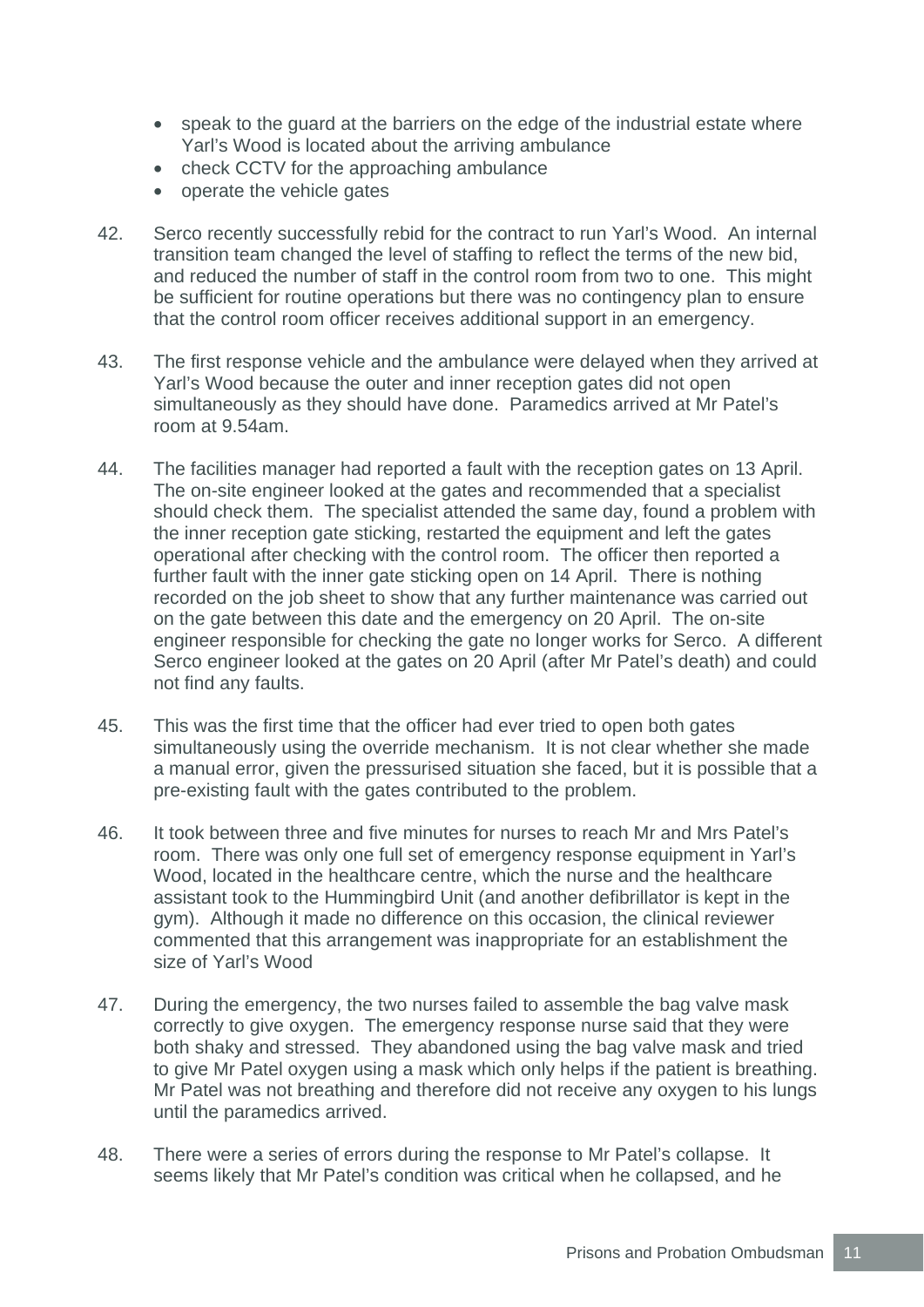- speak to the guard at the barriers on the edge of the industrial estate where Yarl's Wood is located about the arriving ambulance
- check CCTV for the approaching ambulance
- operate the vehicle gates

42. Serco recently successfully rebid for the contract to run Yarl's Wood. An internal transition team changed the level of staffing to reflect the terms of the new bid, and reduced the number of staff in the control room from two to one. This might be sufficient for routine operations but there was no contingency plan to ensure that the control room officer receives additional support in an emergency.

43. The first response vehicle and the ambulance were delayed when they arrived at Yarl's Wood because the outer and inner reception gates did not open simultaneously as they should have done. Paramedics arrived at Mr Patel's room at 9.54am.

44. The facilities manager had reported a fault with the reception gates on 13 April. The on-site engineer looked at the gates and recommended that a specialist should check them. The specialist attended the same day, found a problem with the inner reception gate sticking, restarted the equipment and left the gates operational after checking with the control room. The officer then reported a further fault with the inner gate sticking open on 14 April. There is nothing recorded on the job sheet to show that any further maintenance was carried out on the gate between this date and the emergency on 20 April. The on-site engineer responsible for checking the gate no longer works for Serco. A different Serco engineer looked at the gates on 20 April (after Mr Patel's death) and could not find any faults.

45. This was the first time that the officer had ever tried to open both gates simultaneously using the override mechanism. It is not clear whether she made a manual error, given the pressurised situation she faced, but it is possible that a pre-existing fault with the gates contributed to the problem.

46. It took between three and five minutes for nurses to reach Mr and Mrs Patel's room. There was only one full set of emergency response equipment in Yarl's Wood, located in the healthcare centre, which the nurse and the healthcare assistant took to the Hummingbird Unit (and another defibrillator is kept in the gym). Although it made no difference on this occasion, the clinical reviewer commented that this arrangement was inappropriate for an establishment the size of Yarl's Wood

47. During the emergency, the two nurses failed to assemble the bag valve mask correctly to give oxygen. The emergency response nurse said that they were both shaky and stressed. They abandoned using the bag valve mask and tried to give Mr Patel oxygen using a mask which only helps if the patient is breathing. Mr Patel was not breathing and therefore did not receive any oxygen to his lungs until the paramedics arrived.

48. There were a series of errors during the response to Mr Patel's collapse. It seems likely that Mr Patel's condition was critical when he collapsed, and he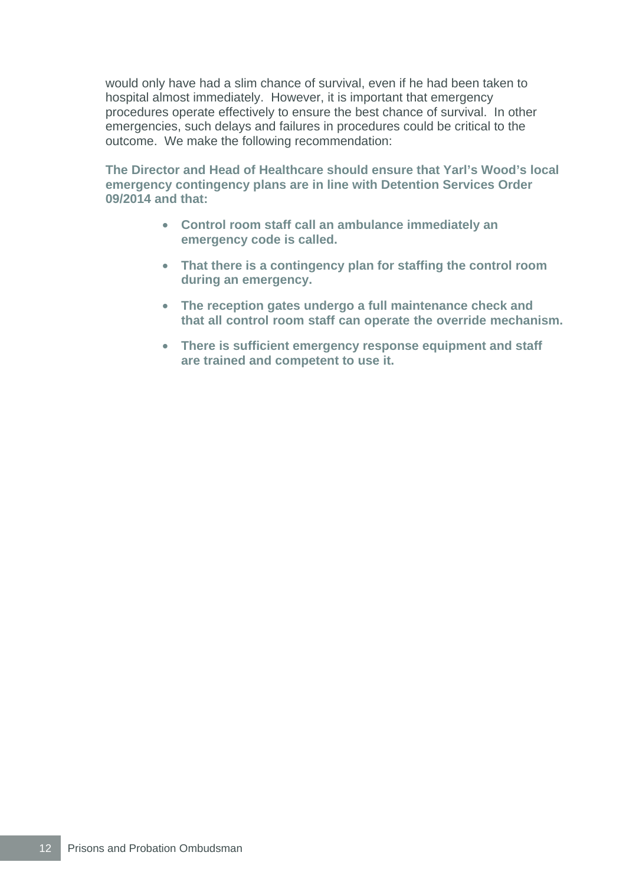would only have had a slim chance of survival, even if he had been taken to hospital almost immediately. However, it is important that emergency procedures operate effectively to ensure the best chance of survival. In other emergencies, such delays and failures in procedures could be critical to the outcome. We make the following recommendation:

**The Director and Head of Healthcare should ensure that Yarl's Wood's local emergency contingency plans are in line with Detention Services Order 09/2014 and that:**

- **Control room staff call an ambulance immediately an emergency code is called.**
- **That there is a contingency plan for staffing the control room during an emergency.**
- **The reception gates undergo a full maintenance check and that all control room staff can operate the override mechanism.**
- **There is sufficient emergency response equipment and staff are trained and competent to use it.**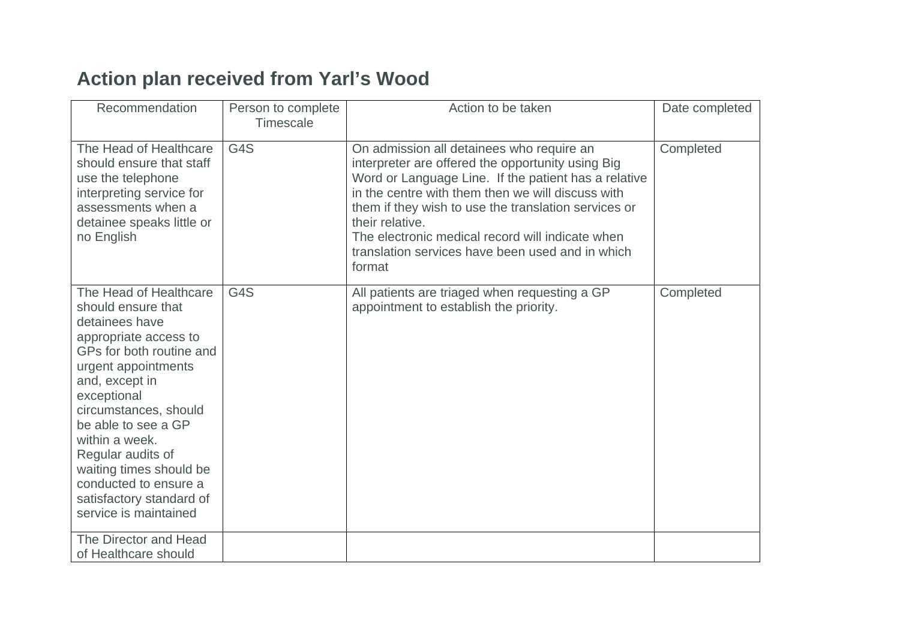## Action plan received from Yarl's Wood

| Recommendation | Person to complete Timescale | Action to be taken | Date completed |
|---|---|---|---|
| The Head of Healthcare should ensure that staff use the telephone interpreting service for assessments when a detainee speaks little or no English | G4S | On admission all detainees who require an interpreter are offered the opportunity using Big Word or Language Line. If the patient has a relative in the centre with them then we will discuss with them if they wish to use the translation services or their relative.<br>The electronic medical record will indicate when translation services have been used and in which format | Completed |
| The Head of Healthcare should ensure that detainees have appropriate access to GPs for both routine and urgent appointments and, except in exceptional circumstances, should be able to see a GP within a week.<br>Regular audits of waiting times should be conducted to ensure a satisfactory standard of service is maintained | G4S | All patients are triaged when requesting a GP appointment to establish the priority. | Completed |
| The Director and Head of Healthcare should | | | |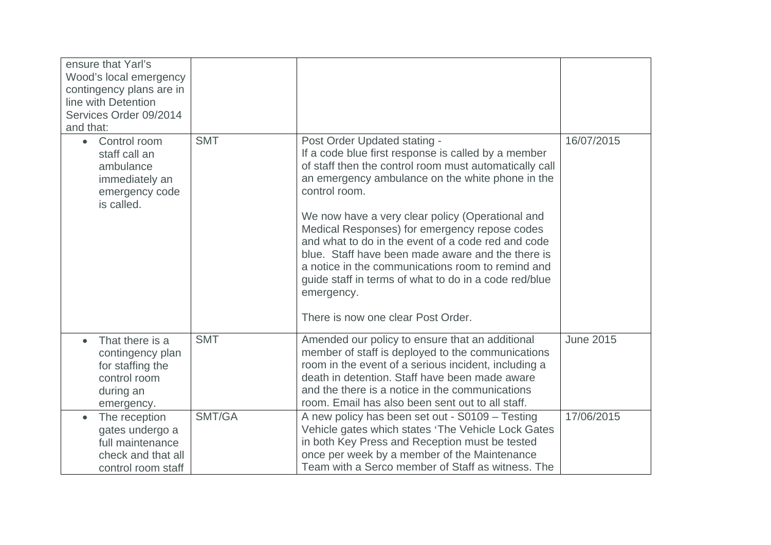| | | | |
|---|---|---|---|
| ensure that Yarl's Wood's local emergency contingency plans are in line with Detention Services Order 09/2014 and that: | | | |
| • Control room staff call an ambulance immediately an emergency code is called. | SMT | Post Order Updated stating -<br>If a code blue first response is called by a member of staff then the control room must automatically call an emergency ambulance on the white phone in the control room.<br><br>We now have a very clear policy (Operational and Medical Responses) for emergency repose codes and what to do in the event of a code red and code blue. Staff have been made aware and the there is a notice in the communications room to remind and guide staff in terms of what to do in a code red/blue emergency.<br><br>There is now one clear Post Order. | 16/07/2015 |
| • That there is a contingency plan for staffing the control room during an emergency. | SMT | Amended our policy to ensure that an additional member of staff is deployed to the communications room in the event of a serious incident, including a death in detention. Staff have been made aware and the there is a notice in the communications room. Email has also been sent out to all staff. | June 2015 |
| • The reception gates undergo a full maintenance check and that all control room staff | SMT/GA | A new policy has been set out - S0109 – Testing Vehicle gates which states 'The Vehicle Lock Gates in both Key Press and Reception must be tested once per week by a member of the Maintenance Team with a Serco member of Staff as witness. The | 17/06/2015 |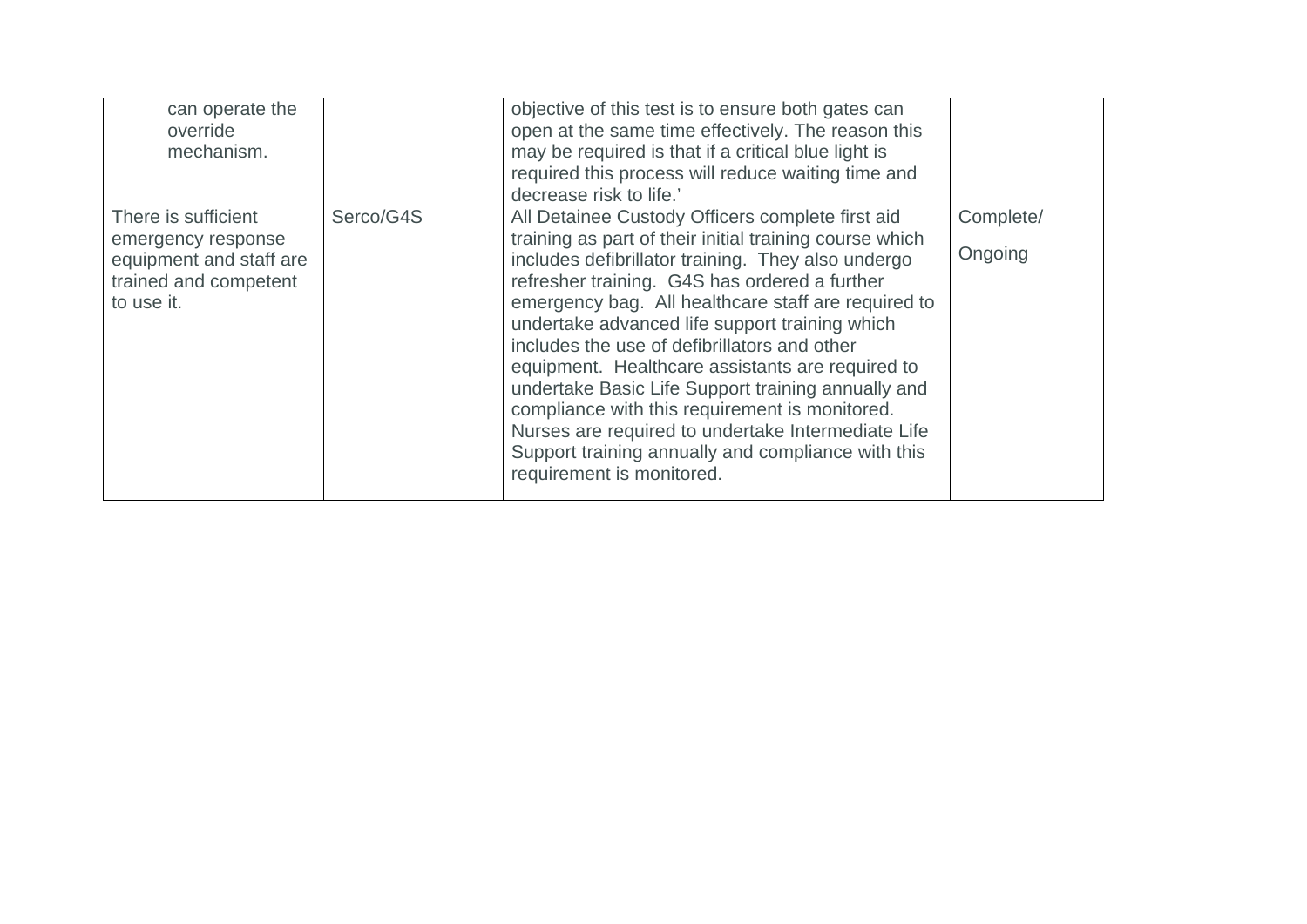| | | | |
|---|---|---|---|
| can operate the override mechanism. | | objective of this test is to ensure both gates can open at the same time effectively. The reason this may be required is that if a critical blue light is required this process will reduce waiting time and decrease risk to life.' | |
| There is sufficient emergency response equipment and staff are trained and competent to use it. | Serco/G4S | All Detainee Custody Officers complete first aid training as part of their initial training course which includes defibrillator training. They also undergo refresher training. G4S has ordered a further emergency bag. All healthcare staff are required to undertake advanced life support training which includes the use of defibrillators and other equipment. Healthcare assistants are required to undertake Basic Life Support training annually and compliance with this requirement is monitored. Nurses are required to undertake Intermediate Life Support training annually and compliance with this requirement is monitored. | Complete/ Ongoing |